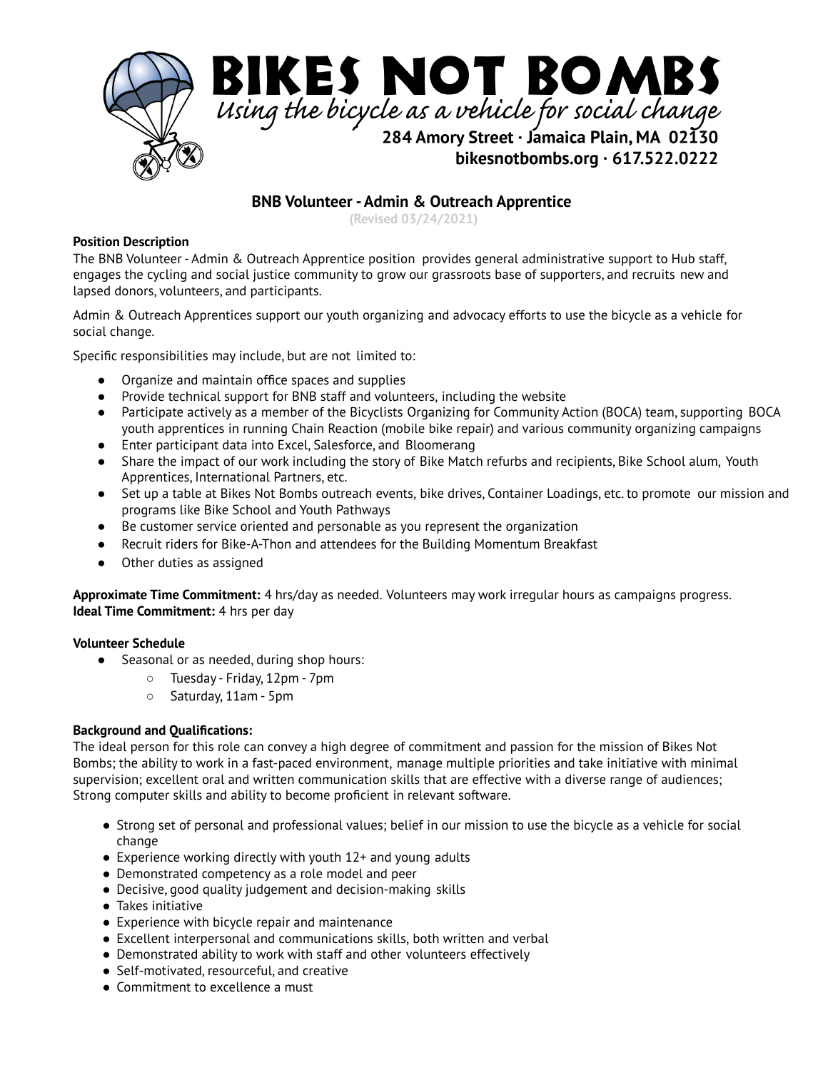# BIKES NOT BOMBS

*Using the bicycle as a vehicle for social change*

**284 Amory Street · Jamaica Plain, MA 02130**
**bikesnotbombs.org · 617.522.0222**

## BNB Volunteer - Admin & Outreach Apprentice

(Revised 03/24/2021)

**Position Description**

The BNB Volunteer - Admin & Outreach Apprentice position provides general administrative support to Hub staff, engages the cycling and social justice community to grow our grassroots base of supporters, and recruits new and lapsed donors, volunteers, and participants.

Admin & Outreach Apprentices support our youth organizing and advocacy efforts to use the bicycle as a vehicle for social change.

Specific responsibilities may include, but are not limited to:

- Organize and maintain office spaces and supplies
- Provide technical support for BNB staff and volunteers, including the website
- Participate actively as a member of the Bicyclists Organizing for Community Action (BOCA) team, supporting BOCA youth apprentices in running Chain Reaction (mobile bike repair) and various community organizing campaigns
- Enter participant data into Excel, Salesforce, and Bloomerang
- Share the impact of our work including the story of Bike Match refurbs and recipients, Bike School alum, Youth Apprentices, International Partners, etc.
- Set up a table at Bikes Not Bombs outreach events, bike drives, Container Loadings, etc. to promote our mission and programs like Bike School and Youth Pathways
- Be customer service oriented and personable as you represent the organization
- Recruit riders for Bike-A-Thon and attendees for the Building Momentum Breakfast
- Other duties as assigned

**Approximate Time Commitment:** 4 hrs/day as needed. Volunteers may work irregular hours as campaigns progress.
**Ideal Time Commitment:** 4 hrs per day

**Volunteer Schedule**

- Seasonal or as needed, during shop hours:
  - Tuesday - Friday, 12pm - 7pm
  - Saturday, 11am - 5pm

**Background and Qualifications:**

The ideal person for this role can convey a high degree of commitment and passion for the mission of Bikes Not Bombs; the ability to work in a fast-paced environment, manage multiple priorities and take initiative with minimal supervision; excellent oral and written communication skills that are effective with a diverse range of audiences; Strong computer skills and ability to become proficient in relevant software.

- Strong set of personal and professional values; belief in our mission to use the bicycle as a vehicle for social change
- Experience working directly with youth 12+ and young adults
- Demonstrated competency as a role model and peer
- Decisive, good quality judgement and decision-making skills
- Takes initiative
- Experience with bicycle repair and maintenance
- Excellent interpersonal and communications skills, both written and verbal
- Demonstrated ability to work with staff and other volunteers effectively
- Self-motivated, resourceful, and creative
- Commitment to excellence a must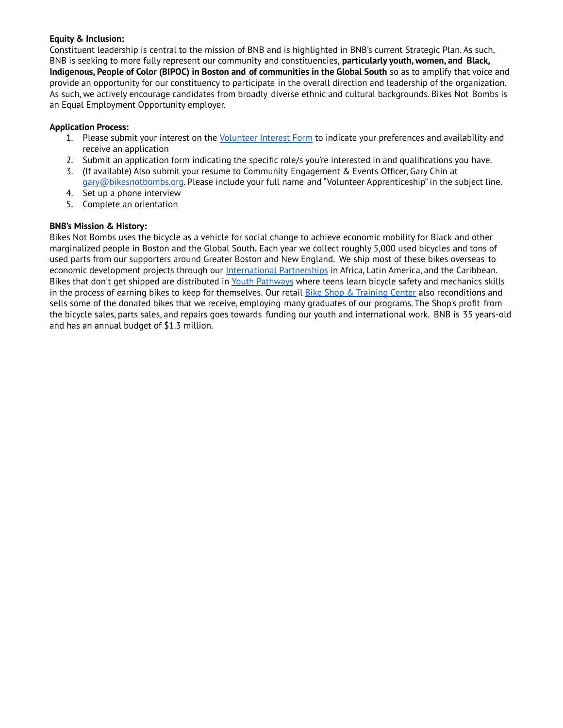**Equity & Inclusion:**
Constituent leadership is central to the mission of BNB and is highlighted in BNB's current Strategic Plan. As such, BNB is seeking to more fully represent our community and constituencies, **particularly youth, women, and Black, Indigenous, People of Color (BIPOC) in Boston and of communities in the Global South** so as to amplify that voice and provide an opportunity for our constituency to participate in the overall direction and leadership of the organization. As such, we actively encourage candidates from broadly diverse ethnic and cultural backgrounds. Bikes Not Bombs is an Equal Employment Opportunity employer.

**Application Process:**

1. Please submit your interest on the Volunteer Interest Form to indicate your preferences and availability and receive an application
2. Submit an application form indicating the specific role/s you're interested in and qualifications you have.
3. (If available) Also submit your resume to Community Engagement & Events Officer, Gary Chin at gary@bikesnotbombs.org. Please include your full name and "Volunteer Apprenticeship" in the subject line.
4. Set up a phone interview
5. Complete an orientation

**BNB's Mission & History:**
Bikes Not Bombs uses the bicycle as a vehicle for social change to achieve economic mobility for Black and other marginalized people in Boston and the Global South**.** Each year we collect roughly 5,000 used bicycles and tons of used parts from our supporters around Greater Boston and New England. We ship most of these bikes overseas to economic development projects through our International Partnerships in Africa, Latin America, and the Caribbean. Bikes that don't get shipped are distributed in Youth Pathways where teens learn bicycle safety and mechanics skills in the process of earning bikes to keep for themselves. Our retail Bike Shop & Training Center also reconditions and sells some of the donated bikes that we receive, employing many graduates of our programs. The Shop's profit from the bicycle sales, parts sales, and repairs goes towards funding our youth and international work. BNB is 35 years-old and has an annual budget of $1.3 million.